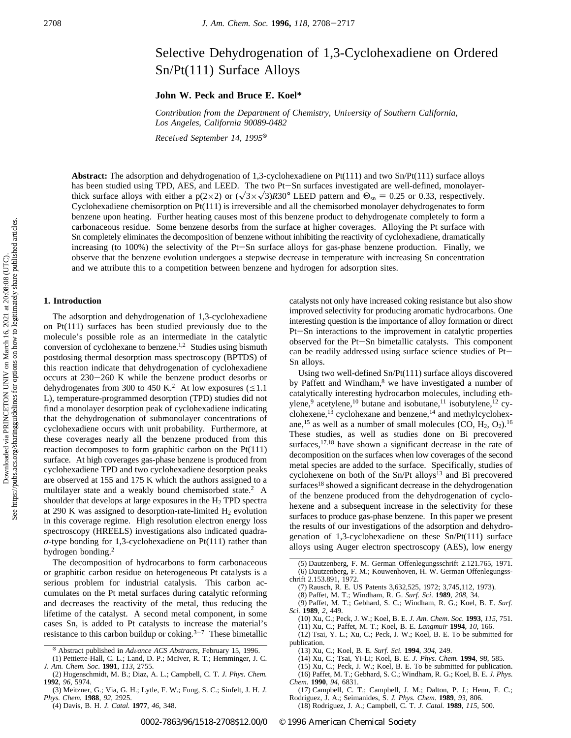# Selective Dehydrogenation of 1,3-Cyclohexadiene on Ordered Sn/Pt(111) Surface Alloys

**John W. Peck and Bruce E. Koel***

*Contribution from the Department of Chemistry, University of Southern California, Los Angeles, California 90089-0482*

*Received September 14, 1995*[⊗]

**Abstract:** The adsorption and dehydrogenation of 1,3-cyclohexadiene on Pt(111) and two Sn/Pt(111) surface alloys has been studied using TPD, AES, and LEED. The two Pt−Sn surfaces investigated are well-defined, monolayer-thick surface alloys with either a p(2×2) or $(\sqrt{3}\times\sqrt{3})R30°$ LEED pattern and $\Theta_{sn}$ = 0.25 or 0.33, respectively. Cyclohexadiene chemisorption on Pt(111) is irreversible and all the chemisorbed monolayer dehydrogenates to form benzene upon heating. Further heating causes most of this benzene product to dehydrogenate completely to form a carbonaceous residue. Some benzene desorbs from the surface at higher coverages. Alloying the Pt surface with Sn completely eliminates the decomposition of benzene without inhibiting the reactivity of cyclohexadiene, dramatically increasing (to 100%) the selectivity of the Pt−Sn surface alloys for gas-phase benzene production. Finally, we observe that the benzene evolution undergoes a stepwise decrease in temperature with increasing Sn concentration and we attribute this to a competition between benzene and hydrogen for adsorption sites.

## 1. Introduction

The adsorption and dehydrogenation of 1,3-cyclohexadiene on Pt(111) surfaces has been studied previously due to the molecule's possible role as an intermediate in the catalytic conversion of cyclohexane to benzene.[1,2] Studies using bismuth postdosing thermal desorption mass spectroscopy (BPTDS) of this reaction indicate that dehydrogenation of cyclohexadiene occurs at 230−260 K while the benzene product desorbs or dehydrogenates from 300 to 450 K.[2] At low exposures (≤1.1 L), temperature-programmed desorption (TPD) studies did not find a monolayer desorption peak of cyclohexadiene indicating that the dehydrogenation of submonolayer concentrations of cyclohexadiene occurs with unit probability. Furthermore, at these coverages nearly all the benzene produced from this reaction decomposes to form graphitic carbon on the Pt(111) surface. At high coverages gas-phase benzene is produced from cyclohexadiene TPD and two cyclohexadiene desorption peaks are observed at 155 and 175 K which the authors assigned to a multilayer state and a weakly bound chemisorbed state.[2] A shoulder that develops at large exposures in the $H_2$ TPD spectra at 290 K was assigned to desorption-rate-limited $H_2$ evolution in this coverage regime. High resolution electron energy loss spectroscopy (HREELS) investigations also indicated quadra-$\sigma$-type bonding for 1,3-cyclohexadiene on Pt(111) rather than hydrogen bonding.[2]

The decomposition of hydrocarbons to form carbonaceous or graphitic carbon residue on heterogeneous Pt catalysts is a serious problem for industrial catalysis. This carbon accumulates on the Pt metal surfaces during catalytic reforming and decreases the reactivity of the metal, thus reducing the lifetime of the catalyst. A second metal component, in some cases Sn, is added to Pt catalysts to increase the material's resistance to this carbon buildup or coking.[3−7] These bimetallic catalysts not only have increased coking resistance but also show improved selectivity for producing aromatic hydrocarbons. One interesting question is the importance of alloy formation or direct Pt−Sn interactions to the improvement in catalytic properties observed for the Pt−Sn bimetallic catalysts. This component can be readily addressed using surface science studies of Pt−Sn alloys.

Using two well-defined Sn/Pt(111) surface alloys discovered by Paffett and Windham,[8] we have investigated a number of catalytically interesting hydrocarbon molecules, including ethylene,[9] acetylene,[10] butane and isobutane,[11] isobutylene,[12] cyclohexene,[13] cyclohexane and benzene,[14] and methylcyclohexane,[15] as well as a number of small molecules (CO, $H_2$, $O_2$).[16] These studies, as well as studies done on Bi precovered surfaces,[17,18] have shown a significant decrease in the rate of decomposition on the surfaces when low coverages of the second metal species are added to the surface. Specifically, studies of cyclohexene on both of the Sn/Pt alloys[13] and Bi precovered surfaces[18] showed a significant decrease in the dehydrogenation of the benzene produced from the dehydrogenation of cyclohexene and a subsequent increase in the selectivity for these surfaces to produce gas-phase benzene. In this paper we present the results of our investigations of the adsorption and dehydrogenation of 1,3-cyclohexadiene on these Sn/Pt(111) surface alloys using Auger electron spectroscopy (AES), low energy

---

⊗ Abstract published in *Advance ACS Abstracts,* February 15, 1996.

(1) Pettiette-Hall, C. L.; Land, D. P.; McIver, R. T.; Hemminger, J. C. *J. Am. Chem. Soc*. **1991**, *113*, 2755.

(2) Hugenschmidt, M. B.; Diaz, A. L.; Campbell, C. T. *J. Phys. Chem.* **1992**, *96*, 5974.

(3) Meitzner, G.; Via, G. H.; Lytle, F. W.; Fung, S. C.; Sinfelt, J. H. *J. Phys. Chem.* **1988**, *92*, 2925.

(4) Davis, B. H. *J. Catal.* **1977**, *46*, 348.

(5) Dautzenberg, F. M. German Offenlegungsschrift 2.121.765, 1971.

(6) Dautzenberg, F. M.; Kouwenhoven, H. W. German Offenlegungsschrift 2.153.891, 1972.

(7) Rausch, R. E. US Patents 3,632,525, 1972; 3,745,112, 1973).

(8) Paffet, M. T.; Windham, R. G. *Surf. Sci*. **1989**, *208*, 34.

(9) Paffet, M. T.; Gebhard, S. C.; Windham, R. G.; Koel, B. E. *Surf. Sci.* **1989**, *2*, 449.

(10) Xu, C.; Peck, J. W.; Koel, B. E. *J. Am. Chem. Soc.* **1993**, *115*, 751.

(11) Xu, C.; Paffet, M. T.; Koel, B. E. *Langmuir* **1994**, *10*, 166.

(12) Tsai, Y. L.; Xu, C.; Peck, J. W.; Koel, B. E. To be submitted for publication.

(13) Xu, C.; Koel, B. E. *Surf. Sci.* **1994**, *304*, 249.

(14) Xu, C.; Tsai, Yi-Li; Koel, B. E. *J. Phys. Chem.* **1994**, *98*, 585.

(15) Xu, C.; Peck, J. W.; Koel, B. E. To be submitted for publication.

(16) Paffet, M. T.; Gebhard, S. C.; Windham, R. G.; Koel, B. E. *J. Phys. Chem.* **1990**, *94*, 6831.

(17) Campbell, C. T.; Campbell, J. M.; Dalton, P. J.; Henn, F. C.; Rodriguez, J. A.; Seimanides, S. *J. Phys. Chem.* **1989**, *93*, 806.

(18) Rodriguez, J. A.; Campbell, C. T. *J. Catal.* **1989**, *115*, 500.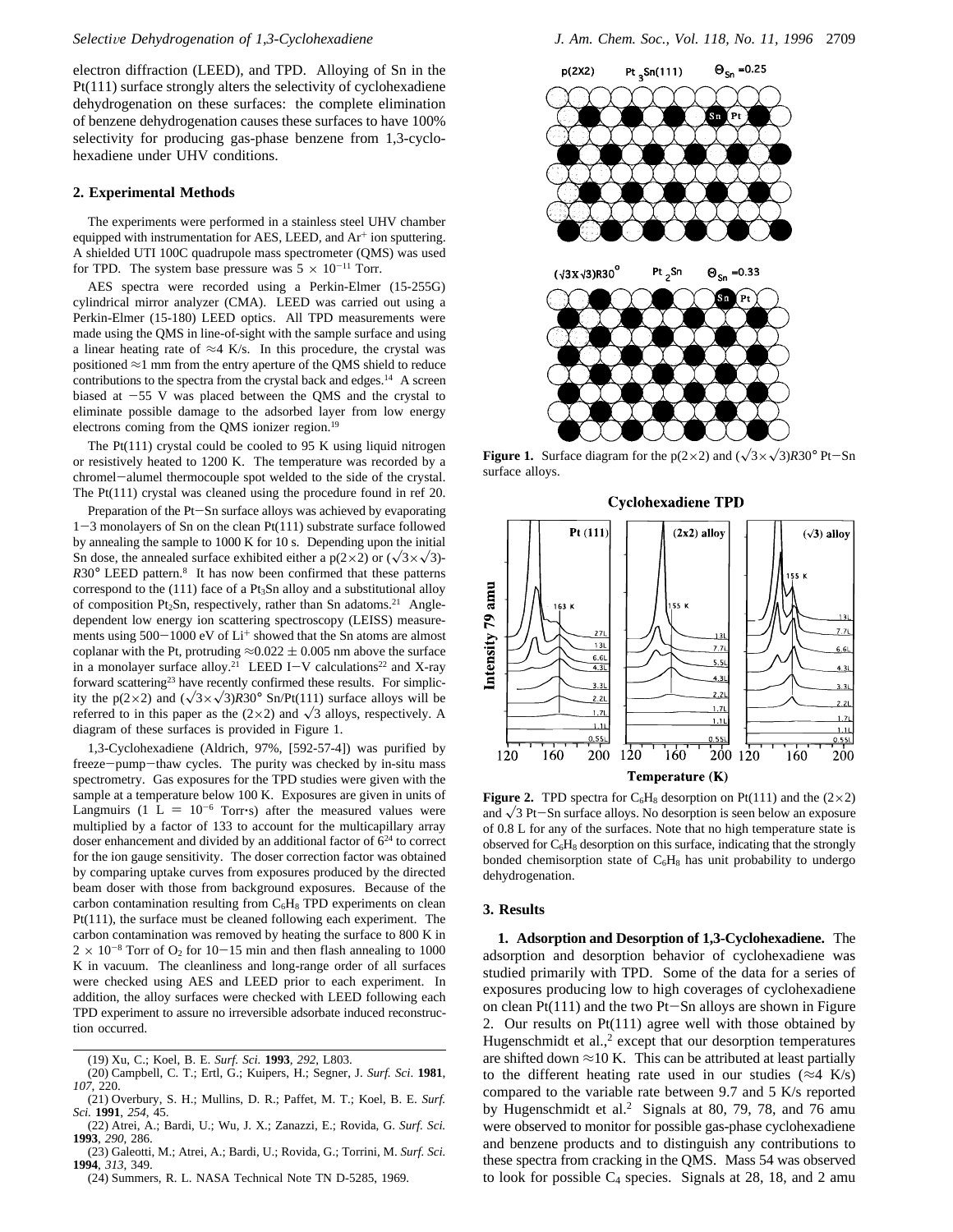electron diffraction (LEED), and TPD. Alloying of Sn in the Pt(111) surface strongly alters the selectivity of cyclohexadiene dehydrogenation on these surfaces: the complete elimination of benzene dehydrogenation causes these surfaces to have 100% selectivity for producing gas-phase benzene from 1,3-cyclohexadiene under UHV conditions.

## 2. Experimental Methods

The experiments were performed in a stainless steel UHV chamber equipped with instrumentation for AES, LEED, and $Ar^+$ ion sputtering. A shielded UTI 100C quadrupole mass spectrometer (QMS) was used for TPD. The system base pressure was $5 \times 10^{-11}$ Torr.

AES spectra were recorded using a Perkin-Elmer (15-255G) cylindrical mirror analyzer (CMA). LEED was carried out using a Perkin-Elmer (15-180) LEED optics. All TPD measurements were made using the QMS in line-of-sight with the sample surface and using a linear heating rate of ≈4 K/s. In this procedure, the crystal was positioned ≈1 mm from the entry aperture of the QMS shield to reduce contributions to the spectra from the crystal back and edges.[14] A screen biased at −55 V was placed between the QMS and the crystal to eliminate possible damage to the adsorbed layer from low energy electrons coming from the QMS ionizer region.[19]

The Pt(111) crystal could be cooled to 95 K using liquid nitrogen or resistively heated to 1200 K. The temperature was recorded by a chromel−alumel thermocouple spot welded to the side of the crystal. The Pt(111) crystal was cleaned using the procedure found in ref 20.

Preparation of the Pt−Sn surface alloys was achieved by evaporating 1−3 monolayers of Sn on the clean Pt(111) substrate surface followed by annealing the sample to 1000 K for 10 s. Depending upon the initial Sn dose, the annealed surface exhibited either a p(2×2) or $(\sqrt{3}\times\sqrt{3})R30°$ LEED pattern.[8] It has now been confirmed that these patterns correspond to the (111) face of a $Pt_3Sn$ alloy and a substitutional alloy of composition $Pt_2Sn$, respectively, rather than Sn adatoms.[21] Angle-dependent low energy ion scattering spectroscopy (LEISS) measurements using 500−1000 eV of $Li^+$ showed that the Sn atoms are almost coplanar with the Pt, protruding ≈0.022 ± 0.005 nm above the surface in a monolayer surface alloy.[21] LEED I−V calculations[22] and X-ray forward scattering[23] have recently confirmed these results. For simplicity the p(2×2) and $(\sqrt{3}\times\sqrt{3})R30°$ Sn/Pt(111) surface alloys will be referred to in this paper as the (2×2) and $\sqrt{3}$ alloys, respectively. A diagram of these surfaces is provided in Figure 1.

1,3-Cyclohexadiene (Aldrich, 97%, [592-57-4]) was purified by freeze−pump−thaw cycles. The purity was checked by in-situ mass spectrometry. Gas exposures for the TPD studies were given with the sample at a temperature below 100 K. Exposures are given in units of Langmuirs (1 L = $10^{-6}$ Torr·s) after the measured values were multiplied by a factor of 133 to account for the multicapillary array doser enhancement and divided by an additional factor of 6[24] to correct for the ion gauge sensitivity. The doser correction factor was obtained by comparing uptake curves from exposures produced by the directed beam doser with those from background exposures. Because of the carbon contamination resulting from $C_6H_8$ TPD experiments on clean Pt(111), the surface must be cleaned following each experiment. The carbon contamination was removed by heating the surface to 800 K in $2 \times 10^{-8}$ Torr of $O_2$ for 10−15 min and then flash annealing to 1000 K in vacuum. The cleanliness and long-range order of all surfaces were checked using AES and LEED prior to each experiment. In addition, the alloy surfaces were checked with LEED following each TPD experiment to assure no irreversible adsorbate induced reconstruction occurred.

(19) Xu, C.; Koel, B. E. *Surf. Sci.* **1993**, *292*, L803.
(20) Campbell, C. T.; Ertl, G.; Kuipers, H.; Segner, J. *Surf. Sci.* **1981**, *107*, 220.
(21) Overbury, S. H.; Mullins, D. R.; Paffet, M. T.; Koel, B. E. *Surf. Sci.* **1991**, *254*, 45.
(22) Atrei, A.; Bardi, U.; Wu, J. X.; Zanazzi, E.; Rovida, G. *Surf. Sci.* **1993**, *290*, 286.
(23) Galeotti, M.; Atrei, A.; Bardi, U.; Rovida, G.; Torrini, M. *Surf. Sci.* **1994**, *313*, 349.
(24) Summers, R. L. NASA Technical Note TN D-5285, 1969.

**Figure 1.** Surface diagram for the p(2×2) and $(\sqrt{3}\times\sqrt{3})R30°$ Pt−Sn surface alloys.

**Figure 2.** TPD spectra for $C_6H_8$ desorption on Pt(111) and the (2×2) and $\sqrt{3}$ Pt−Sn surface alloys. No desorption is seen below an exposure of 0.8 L for any of the surfaces. Note that no high temperature state is observed for $C_6H_8$ desorption on this surface, indicating that the strongly bonded chemisorption state of $C_6H_8$ has unit probability to undergo dehydrogenation.

## 3. Results

**1. Adsorption and Desorption of 1,3-Cyclohexadiene.** The adsorption and desorption behavior of cyclohexadiene was studied primarily with TPD. Some of the data for a series of exposures producing low to high coverages of cyclohexadiene on clean Pt(111) and the two Pt−Sn alloys are shown in Figure 2. Our results on Pt(111) agree well with those obtained by Hugenschmidt et al.,[2] except that our desorption temperatures are shifted down ≈10 K. This can be attributed at least partially to the different heating rate used in our studies (≈4 K/s) compared to the variable rate between 9.7 and 5 K/s reported by Hugenschmidt et al.[2] Signals at 80, 79, 78, and 76 amu were observed to monitor for possible gas-phase cyclohexadiene and benzene products and to distinguish any contributions to these spectra from cracking in the QMS. Mass 54 was observed to look for possible $C_4$ species. Signals at 28, 18, and 2 amu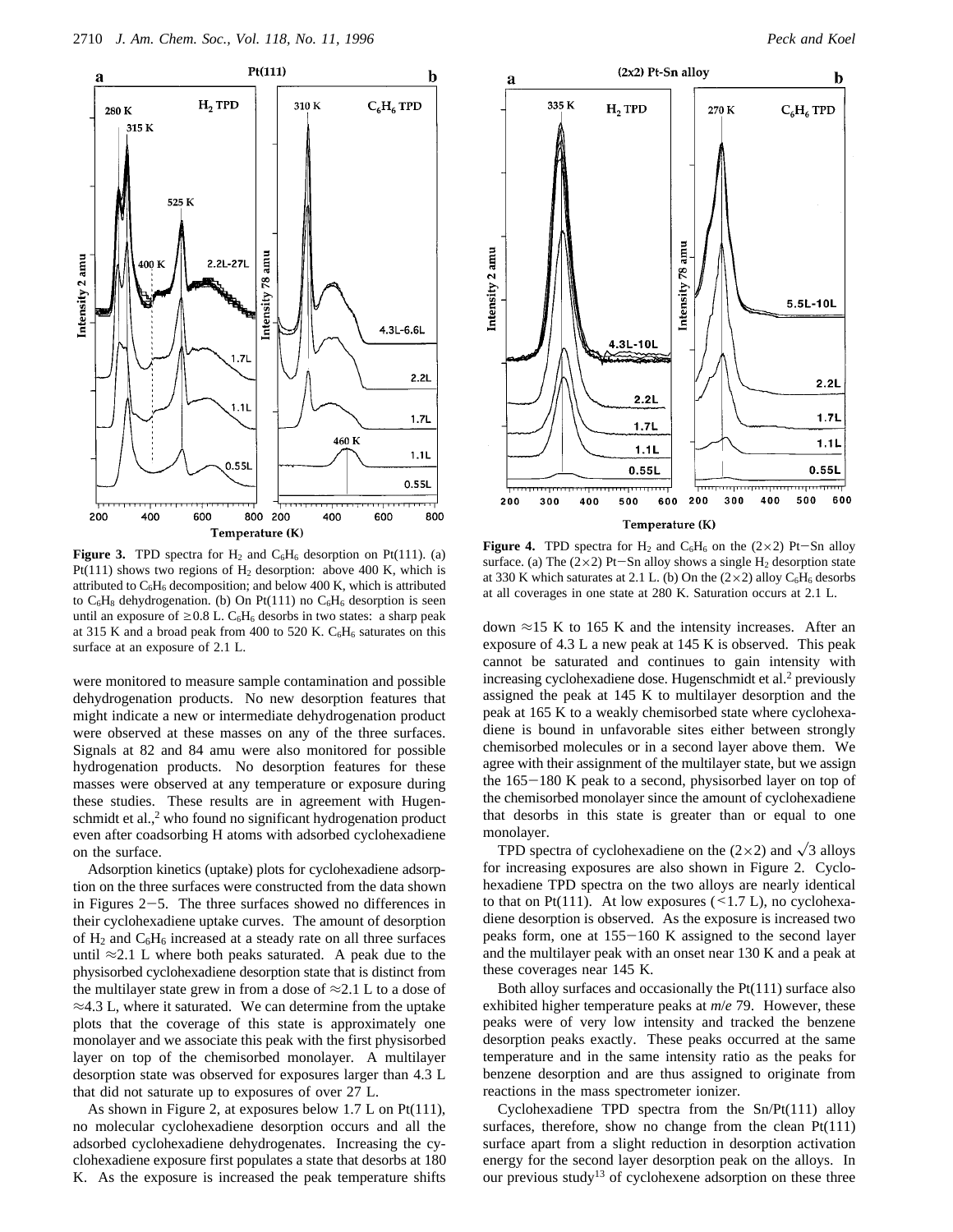**Figure 3.** TPD spectra for $H_2$ and $C_6H_6$ desorption on Pt(111). (a) Pt(111) shows two regions of $H_2$ desorption: above 400 K, which is attributed to $C_6H_6$ decomposition; and below 400 K, which is attributed to $C_6H_8$ dehydrogenation. (b) On Pt(111) no $C_6H_6$ desorption is seen until an exposure of $\geq$0.8 L. $C_6H_6$ desorbs in two states: a sharp peak at 315 K and a broad peak from 400 to 520 K. $C_6H_6$ saturates on this surface at an exposure of 2.1 L.

**Figure 4.** TPD spectra for $H_2$ and $C_6H_6$ on the (2×2) Pt−Sn alloy surface. (a) The (2×2) Pt−Sn alloy shows a single $H_2$ desorption state at 330 K which saturates at 2.1 L. (b) On the (2×2) alloy $C_6H_6$ desorbs at all coverages in one state at 280 K. Saturation occurs at 2.1 L.

were monitored to measure sample contamination and possible dehydrogenation products. No new desorption features that might indicate a new or intermediate dehydrogenation product were observed at these masses on any of the three surfaces. Signals at 82 and 84 amu were also monitored for possible hydrogenation products. No desorption features for these masses were observed at any temperature or exposure during these studies. These results are in agreement with Hugenschmidt et al.,[2] who found no significant hydrogenation product even after coadsorbing H atoms with adsorbed cyclohexadiene on the surface.

Adsorption kinetics (uptake) plots for cyclohexadiene adsorption on the three surfaces were constructed from the data shown in Figures 2−5. The three surfaces showed no differences in their cyclohexadiene uptake curves. The amount of desorption of $H_2$ and $C_6H_6$ increased at a steady rate on all three surfaces until ≈2.1 L where both peaks saturated. A peak due to the physisorbed cyclohexadiene desorption state that is distinct from the multilayer state grew in from a dose of ≈2.1 L to a dose of ≈4.3 L, where it saturated. We can determine from the uptake plots that the coverage of this state is approximately one monolayer and we associate this peak with the first physisorbed layer on top of the chemisorbed monolayer. A multilayer desorption state was observed for exposures larger than 4.3 L that did not saturate up to exposures of over 27 L.

As shown in Figure 2, at exposures below 1.7 L on Pt(111), no molecular cyclohexadiene desorption occurs and all the adsorbed cyclohexadiene dehydrogenates. Increasing the cyclohexadiene exposure first populates a state that desorbs at 180 K. As the exposure is increased the peak temperature shifts down ≈15 K to 165 K and the intensity increases. After an exposure of 4.3 L a new peak at 145 K is observed. This peak cannot be saturated and continues to gain intensity with increasing cyclohexadiene dose. Hugenschmidt et al.[2] previously assigned the peak at 145 K to multilayer desorption and the peak at 165 K to a weakly chemisorbed state where cyclohexadiene is bound in unfavorable sites either between strongly chemisorbed molecules or in a second layer above them. We agree with their assignment of the multilayer state, but we assign the 165−180 K peak to a second, physisorbed layer on top of the chemisorbed monolayer since the amount of cyclohexadiene that desorbs in this state is greater than or equal to one monolayer.

TPD spectra of cyclohexadiene on the (2×2) and $\sqrt{3}$ alloys for increasing exposures are also shown in Figure 2. Cyclohexadiene TPD spectra on the two alloys are nearly identical to that on Pt(111). At low exposures (<1.7 L), no cyclohexadiene desorption is observed. As the exposure is increased two peaks form, one at 155−160 K assigned to the second layer and the multilayer peak with an onset near 130 K and a peak at these coverages near 145 K.

Both alloy surfaces and occasionally the Pt(111) surface also exhibited higher temperature peaks at *m/e* 79. However, these peaks were of very low intensity and tracked the benzene desorption peaks exactly. These peaks occurred at the same temperature and in the same intensity ratio as the peaks for benzene desorption and are thus assigned to originate from reactions in the mass spectrometer ionizer.

Cyclohexadiene TPD spectra from the Sn/Pt(111) alloy surfaces, therefore, show no change from the clean Pt(111) surface apart from a slight reduction in desorption activation energy for the second layer desorption peak on the alloys. In our previous study[13] of cyclohexene adsorption on these three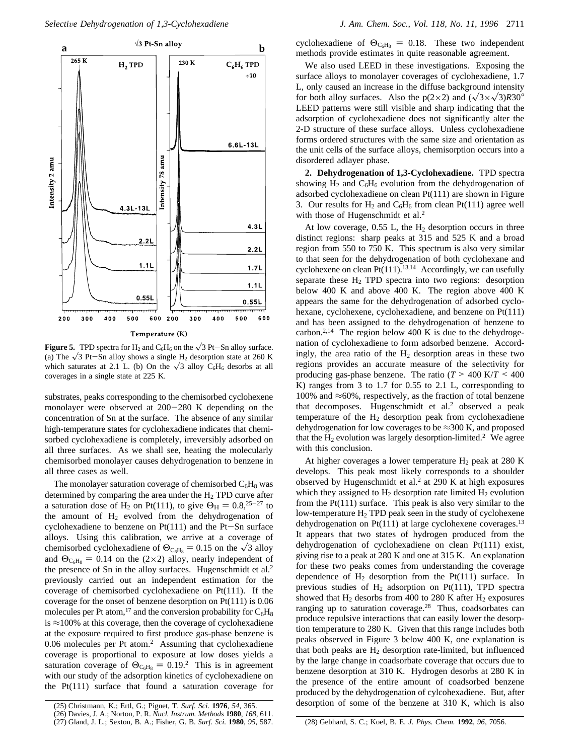**Figure 5.** TPD spectra for $H_2$ and $C_6H_6$ on the $\sqrt{3}$ Pt–Sn alloy surface. (a) The $\sqrt{3}$ Pt–Sn alloy shows a single $H_2$ desorption state at 260 K which saturates at 2.1 L. (b) On the $\sqrt{3}$ alloy $C_6H_6$ desorbs at all coverages in a single state at 225 K.

substrates, peaks corresponding to the chemisorbed cyclohexene monolayer were observed at 200–280 K depending on the concentration of Sn at the surface. The absence of any similar high-temperature states for cyclohexadiene indicates that chemisorbed cyclohexadiene is completely, irreversibly adsorbed on all three surfaces. As we shall see, heating the molecularly chemisorbed monolayer causes dehydrogenation to benzene in all three cases as well.

The monolayer saturation coverage of chemisorbed $C_6H_8$ was determined by comparing the area under the $H_2$ TPD curve after a saturation dose of $H_2$ on Pt(111), to give $\Theta_H = 0.8$,[25–27] to the amount of $H_2$ evolved from the dehydrogenation of cyclohexadiene to benzene on Pt(111) and the Pt–Sn surface alloys. Using this calibration, we arrive at a coverage of chemisorbed cyclohexadiene of $\Theta_{C_6H_8} = 0.15$ on the $\sqrt{3}$ alloy and $\Theta_{C_6H_8} = 0.14$ on the (2×2) alloy, nearly independent of the presence of Sn in the alloy surfaces. Hugenschmidt et al.[2] previously carried out an independent estimation for the coverage of chemisorbed cyclohexadiene on Pt(111). If the coverage for the onset of benzene desorption on Pt(111) is 0.06 molecules per Pt atom,[17] and the conversion probability for $C_6H_8$ is ≈100% at this coverage, then the coverage of cyclohexadiene at the exposure required to first produce gas-phase benzene is 0.06 molecules per Pt atom.[2] Assuming that cyclohexadiene coverage is proportional to exposure at low doses yields a saturation coverage of $\Theta_{C_6H_8} = 0.19$.[2] This is in agreement with our study of the adsorption kinetics of cyclohexadiene on the Pt(111) surface that found a saturation coverage for cyclohexadiene of $\Theta_{C_6H_8} = 0.18$. These two independent methods provide estimates in quite reasonable agreement.

We also used LEED in these investigations. Exposing the surface alloys to monolayer coverages of cyclohexadiene, 1.7 L, only caused an increase in the diffuse background intensity for both alloy surfaces. Also the p(2×2) and $(\sqrt{3}\times\sqrt{3})R30°$ LEED patterns were still visible and sharp indicating that the adsorption of cyclohexadiene does not significantly alter the 2-D structure of these surface alloys. Unless cyclohexadiene forms ordered structures with the same size and orientation as the unit cells of the surface alloys, chemisorption occurs into a disordered adlayer phase.

**2. Dehydrogenation of 1,3-Cyclohexadiene.** TPD spectra showing $H_2$ and $C_6H_6$ evolution from the dehydrogenation of adsorbed cyclohexadiene on clean Pt(111) are shown in Figure 3. Our results for $H_2$ and $C_6H_6$ from clean Pt(111) agree well with those of Hugenschmidt et al.[2]

At low coverage, 0.55 L, the $H_2$ desorption occurs in three distinct regions: sharp peaks at 315 and 525 K and a broad region from 550 to 750 K. This spectrum is also very similar to that seen for the dehydrogenation of both cyclohexane and cyclohexene on clean Pt(111).[13,14] Accordingly, we can usefully separate these $H_2$ TPD spectra into two regions: desorption below 400 K and above 400 K. The region above 400 K appears the same for the dehydrogenation of adsorbed cyclohexane, cyclohexene, cyclohexadiene, and benzene on Pt(111) and has been assigned to the dehydrogenation of benzene to carbon.[2,14] The region below 400 K is due to the dehydrogenation of cyclohexadiene to form adsorbed benzene. Accordingly, the area ratio of the $H_2$ desorption areas in these two regions provides an accurate measure of the selectivity for producing gas-phase benzene. The ratio ($T$ > 400 K/$T$ < 400 K) ranges from 3 to 1.7 for 0.55 to 2.1 L, corresponding to 100% and ≈60%, respectively, as the fraction of total benzene that decomposes. Hugenschmidt et al.[2] observed a peak temperature of the $H_2$ desorption peak from cyclohexadiene dehydrogenation for low coverages to be ≈300 K, and proposed that the $H_2$ evolution was largely desorption-limited.[2] We agree with this conclusion.

At higher coverages a lower temperature $H_2$ peak at 280 K develops. This peak most likely corresponds to a shoulder observed by Hugenschmidt et al.[2] at 290 K at high exposures which they assigned to $H_2$ desorption rate limited $H_2$ evolution from the Pt(111) surface. This peak is also very similar to the low-temperature $H_2$ TPD peak seen in the study of cyclohexene dehydrogenation on Pt(111) at large cyclohexene coverages.[13] It appears that two states of hydrogen produced from the dehydrogenation of cyclohexadiene on clean Pt(111) exist, giving rise to a peak at 280 K and one at 315 K. An explanation for these two peaks comes from understanding the coverage dependence of $H_2$ desorption from the Pt(111) surface. In previous studies of $H_2$ adsorption on Pt(111), TPD spectra showed that $H_2$ desorbs from 400 to 280 K after $H_2$ exposures ranging up to saturation coverage.[28] Thus, coadsorbates can produce repulsive interactions that can easily lower the desorption temperature to 280 K. Given that this range includes both peaks observed in Figure 3 below 400 K, one explanation is that both peaks are $H_2$ desorption rate-limited, but influenced by the large change in coadsorbate coverage that occurs due to benzene desorption at 310 K. Hydrogen desorbs at 280 K in the presence of the entire amount of coadsorbed benzene produced by the dehydrogenation of cylcohexadiene. But, after desorption of some of the benzene at 310 K, which is also

(25) Christmann, K.; Ertl, G.; Pignet, T. *Surf. Sci.* **1976**, *54*, 365.
(26) Davies, J. A.; Norton, P. R. *Nucl. Instrum. Methods* **1980**, *168*, 611.
(27) Gland, J. L.; Sexton, B. A.; Fisher, G. B. *Surf. Sci.* **1980**, *95*, 587.
(28) Gebhard, S. C.; Koel, B. E. *J. Phys. Chem.* **1992**, *96*, 7056.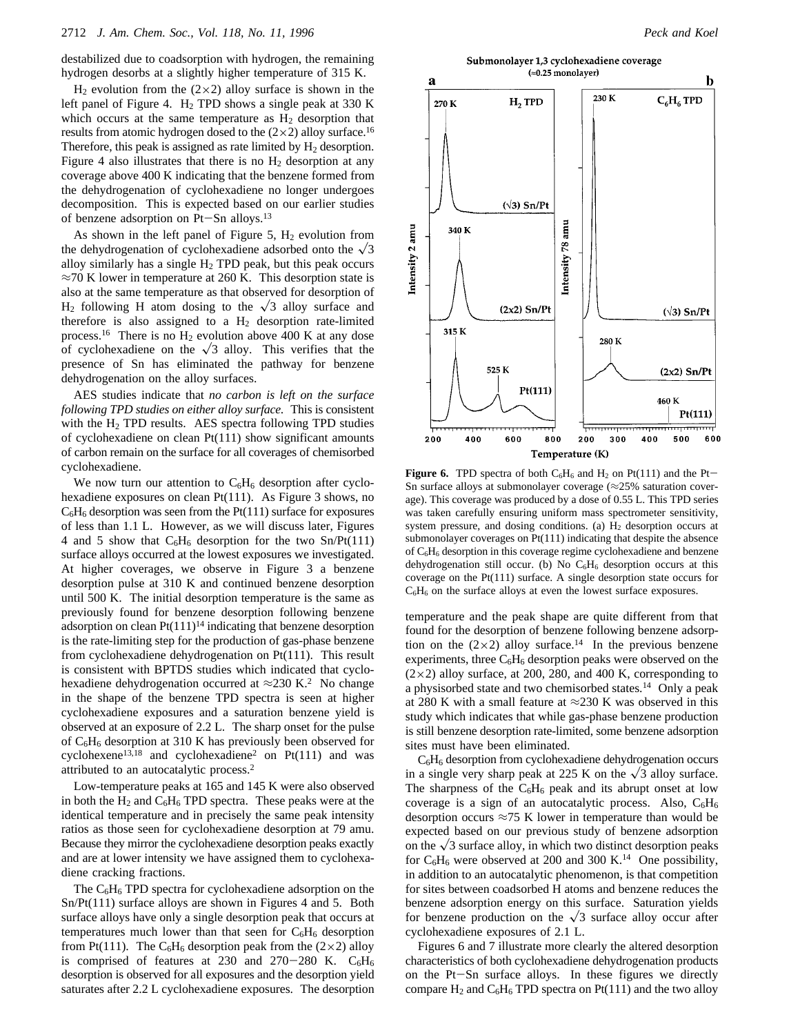destabilized due to coadsorption with hydrogen, the remaining hydrogen desorbs at a slightly higher temperature of 315 K.

$H_2$ evolution from the (2×2) alloy surface is shown in the left panel of Figure 4. $H_2$ TPD shows a single peak at 330 K which occurs at the same temperature as $H_2$ desorption that results from atomic hydrogen dosed to the (2×2) alloy surface.[16] Therefore, this peak is assigned as rate limited by $H_2$ desorption. Figure 4 also illustrates that there is no $H_2$ desorption at any coverage above 400 K indicating that the benzene formed from the dehydrogenation of cyclohexadiene no longer undergoes decomposition. This is expected based on our earlier studies of benzene adsorption on Pt–Sn alloys.[13]

As shown in the left panel of Figure 5, $H_2$ evolution from the dehydrogenation of cyclohexadiene adsorbed onto the $\sqrt{3}$ alloy similarly has a single $H_2$ TPD peak, but this peak occurs ≈70 K lower in temperature at 260 K. This desorption state is also at the same temperature as that observed for desorption of $H_2$ following H atom dosing to the $\sqrt{3}$ alloy surface and therefore is also assigned to a $H_2$ desorption rate-limited process.[16] There is no $H_2$ evolution above 400 K at any dose of cyclohexadiene on the $\sqrt{3}$ alloy. This verifies that the presence of Sn has eliminated the pathway for benzene dehydrogenation on the alloy surfaces.

AES studies indicate that *no carbon is left on the surface following TPD studies on either alloy surface.* This is consistent with the $H_2$ TPD results. AES spectra following TPD studies of cyclohexadiene on clean Pt(111) show significant amounts of carbon remain on the surface for all coverages of chemisorbed cyclohexadiene.

We now turn our attention to $C_6H_6$ desorption after cyclohexadiene exposures on clean Pt(111). As Figure 3 shows, no $C_6H_6$ desorption was seen from the Pt(111) surface for exposures of less than 1.1 L. However, as we will discuss later, Figures 4 and 5 show that $C_6H_6$ desorption for the two Sn/Pt(111) surface alloys occurred at the lowest exposures we investigated. At higher coverages, we observe in Figure 3 a benzene desorption pulse at 310 K and continued benzene desorption until 500 K. The initial desorption temperature is the same as previously found for benzene desorption following benzene adsorption on clean Pt(111)[14] indicating that benzene desorption is the rate-limiting step for the production of gas-phase benzene from cyclohexadiene dehydrogenation on Pt(111). This result is consistent with BPTDS studies which indicated that cyclohexadiene dehydrogenation occurred at ≈230 K.[2] No change in the shape of the benzene TPD spectra is seen at higher cyclohexadiene exposures and a saturation benzene yield is observed at an exposure of 2.2 L. The sharp onset for the pulse of $C_6H_6$ desorption at 310 K has previously been observed for cyclohexene[13,18] and cyclohexadiene[2] on Pt(111) and was attributed to an autocatalytic process.[2]

Low-temperature peaks at 165 and 145 K were also observed in both the $H_2$ and $C_6H_6$ TPD spectra. These peaks were at the identical temperature and in precisely the same peak intensity ratios as those seen for cyclohexadiene desorption at 79 amu. Because they mirror the cyclohexadiene desorption peaks exactly and are at lower intensity we have assigned them to cyclohexadiene cracking fractions.

The $C_6H_6$ TPD spectra for cyclohexadiene adsorption on the Sn/Pt(111) surface alloys are shown in Figures 4 and 5. Both surface alloys have only a single desorption peak that occurs at temperatures much lower than that seen for $C_6H_6$ desorption from Pt(111). The $C_6H_6$ desorption peak from the (2×2) alloy is comprised of features at 230 and 270–280 K. $C_6H_6$ desorption is observed for all exposures and the desorption yield saturates after 2.2 L cyclohexadiene exposures. The desorption temperature and the peak shape are quite different from that found for the desorption of benzene following benzene adsorption on the (2×2) alloy surface.[14] In the previous benzene experiments, three $C_6H_6$ desorption peaks were observed on the (2×2) alloy surface, at 200, 280, and 400 K, corresponding to a physisorbed state and two chemisorbed states.[14] Only a peak at 280 K with a small feature at ≈230 K was observed in this study which indicates that while gas-phase benzene production is still benzene desorption rate-limited, some benzene adsorption sites must have been eliminated.

**Figure 6.** TPD spectra of both $C_6H_6$ and $H_2$ on Pt(111) and the Pt–Sn surface alloys at submonolayer coverage (≈25% saturation coverage). This coverage was produced by a dose of 0.55 L. This TPD series was taken carefully ensuring uniform mass spectrometer sensitivity, system pressure, and dosing conditions. (a) $H_2$ desorption occurs at submonolayer coverages on Pt(111) indicating that despite the absence of $C_6H_6$ desorption in this coverage regime cyclohexadiene and benzene dehydrogenation still occur. (b) No $C_6H_6$ desorption occurs at this coverage on the Pt(111) surface. A single desorption state occurs for $C_6H_6$ on the surface alloys at even the lowest surface exposures.

$C_6H_6$ desorption from cyclohexadiene dehydrogenation occurs in a single very sharp peak at 225 K on the $\sqrt{3}$ alloy surface. The sharpness of the $C_6H_6$ peak and its abrupt onset at low coverage is a sign of an autocatalytic process. Also, $C_6H_6$ desorption occurs ≈75 K lower in temperature than would be expected based on our previous study of benzene adsorption on the $\sqrt{3}$ surface alloy, in which two distinct desorption peaks for $C_6H_6$ were observed at 200 and 300 K.[14] One possibility, in addition to an autocatalytic phenomenon, is that competition for sites between coadsorbed H atoms and benzene reduces the benzene adsorption energy on this surface. Saturation yields for benzene production on the $\sqrt{3}$ surface alloy occur after cyclohexadiene exposures of 2.1 L.

Figures 6 and 7 illustrate more clearly the altered desorption characteristics of both cyclohexadiene dehydrogenation products on the Pt–Sn surface alloys. In these figures we directly compare $H_2$ and $C_6H_6$ TPD spectra on Pt(111) and the two alloy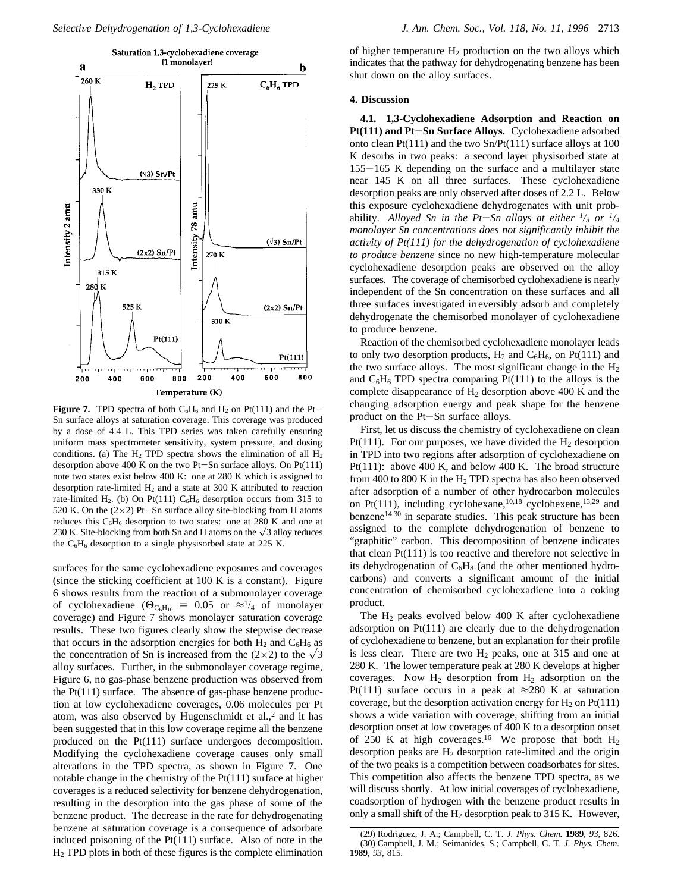**Figure 7.** TPD spectra of both $C_6H_6$ and $H_2$ on Pt(111) and the Pt−Sn surface alloys at saturation coverage. This coverage was produced by a dose of 4.4 L. This TPD series was taken carefully ensuring uniform mass spectrometer sensitivity, system pressure, and dosing conditions. (a) The $H_2$ TPD spectra shows the elimination of all $H_2$ desorption above 400 K on the two Pt−Sn surface alloys. On Pt(111) note two states exist below 400 K: one at 280 K which is assigned to desorption rate-limited $H_2$ and a state at 300 K attributed to reaction rate-limited $H_2$. (b) On Pt(111) $C_6H_6$ desorption occurs from 315 to 520 K. On the (2×2) Pt−Sn surface alloy site-blocking from H atoms reduces this $C_6H_6$ desorption to two states: one at 280 K and one at 230 K. Site-blocking from both Sn and H atoms on the $\sqrt{3}$ alloy reduces the $C_6H_6$ desorption to a single physisorbed state at 225 K.

surfaces for the same cyclohexadiene exposures and coverages (since the sticking coefficient at 100 K is a constant). Figure 6 shows results from the reaction of a submonolayer coverage of cyclohexadiene ($\Theta_{C_6H_{10}} = 0.05$ or $\approx 1/4$ of monolayer coverage) and Figure 7 shows monolayer saturation coverage results. These two figures clearly show the stepwise decrease that occurs in the adsorption energies for both $H_2$ and $C_6H_6$ as the concentration of Sn is increased from the (2×2) to the $\sqrt{3}$ alloy surfaces. Further, in the submonolayer coverage regime, Figure 6, no gas-phase benzene production was observed from the Pt(111) surface. The absence of gas-phase benzene production at low cyclohexadiene coverages, 0.06 molecules per Pt atom, was also observed by Hugenschmidt et al.,[2] and it has been suggested that in this low coverage regime all the benzene produced on the Pt(111) surface undergoes decomposition. Modifying the cyclohexadiene coverage causes only small alterations in the TPD spectra, as shown in Figure 7. One notable change in the chemistry of the Pt(111) surface at higher coverages is a reduced selectivity for benzene dehydrogenation, resulting in the desorption into the gas phase of some of the benzene product. The decrease in the rate for dehydrogenating benzene at saturation coverage is a consequence of adsorbate induced poisoning of the Pt(111) surface. Also of note in the $H_2$ TPD plots in both of these figures is the complete elimination of higher temperature $H_2$ production on the two alloys which indicates that the pathway for dehydrogenating benzene has been shut down on the alloy surfaces.

## 4. Discussion

**4.1. 1,3-Cyclohexadiene Adsorption and Reaction on Pt(111) and Pt−Sn Surface Alloys.** Cyclohexadiene adsorbed onto clean Pt(111) and the two Sn/Pt(111) surface alloys at 100 K desorbs in two peaks: a second layer physisorbed state at 155−165 K depending on the surface and a multilayer state near 145 K on all three surfaces. These cyclohexadiene desorption peaks are only observed after doses of 2.2 L. Below this exposure cyclohexadiene dehydrogenates with unit probability. *Alloyed Sn in the Pt−Sn alloys at either 1/3 or 1/4 monolayer Sn concentrations does not significantly inhibit the activity of Pt(111) for the dehydrogenation of cyclohexadiene to produce benzene* since no new high-temperature molecular cyclohexadiene desorption peaks are observed on the alloy surfaces. The coverage of chemisorbed cyclohexadiene is nearly independent of the Sn concentration on these surfaces and all three surfaces investigated irreversibly adsorb and completely dehydrogenate the chemisorbed monolayer of cyclohexadiene to produce benzene.

Reaction of the chemisorbed cyclohexadiene monolayer leads to only two desorption products, $H_2$ and $C_6H_6$, on Pt(111) and the two surface alloys. The most significant change in the $H_2$ and $C_6H_6$ TPD spectra comparing Pt(111) to the alloys is the complete disappearance of $H_2$ desorption above 400 K and the changing adsorption energy and peak shape for the benzene product on the Pt−Sn surface alloys.

First, let us discuss the chemistry of cyclohexadiene on clean Pt(111). For our purposes, we have divided the $H_2$ desorption in TPD into two regions after adsorption of cyclohexadiene on Pt(111): above 400 K, and below 400 K. The broad structure from 400 to 800 K in the $H_2$ TPD spectra has also been observed after adsorption of a number of other hydrocarbon molecules on Pt(111), including cyclohexane,[10,18] cyclohexene,[13,29] and benzene[14,30] in separate studies. This peak structure has been assigned to the complete dehydrogenation of benzene to "graphitic" carbon. This decomposition of benzene indicates that clean Pt(111) is too reactive and therefore not selective in its dehydrogenation of $C_6H_8$ (and the other mentioned hydrocarbons) and converts a significant amount of the initial concentration of chemisorbed cyclohexadiene into a coking product.

The $H_2$ peaks evolved below 400 K after cyclohexadiene adsorption on Pt(111) are clearly due to the dehydrogenation of cyclohexadiene to benzene, but an explanation for their profile is less clear. There are two $H_2$ peaks, one at 315 and one at 280 K. The lower temperature peak at 280 K develops at higher coverages. Now $H_2$ desorption from $H_2$ adsorption on the Pt(111) surface occurs in a peak at ≈280 K at saturation coverage, but the desorption activation energy for $H_2$ on Pt(111) shows a wide variation with coverage, shifting from an initial desorption onset at low coverages of 400 K to a desorption onset of 250 K at high coverages.[16] We propose that both $H_2$ desorption peaks are $H_2$ desorption rate-limited and the origin of the two peaks is a competition between coadsorbates for sites. This competition also affects the benzene TPD spectra, as we will discuss shortly. At low initial coverages of cyclohexadiene, coadsorption of hydrogen with the benzene product results in only a small shift of the $H_2$ desorption peak to 315 K. However,

(29) Rodriguez, J. A.; Campbell, C. T. *J. Phys. Chem.* **1989**, *93*, 826.
(30) Campbell, J. M.; Seimanides, S.; Campbell, C. T. *J. Phys. Chem.* **1989**, *93*, 815.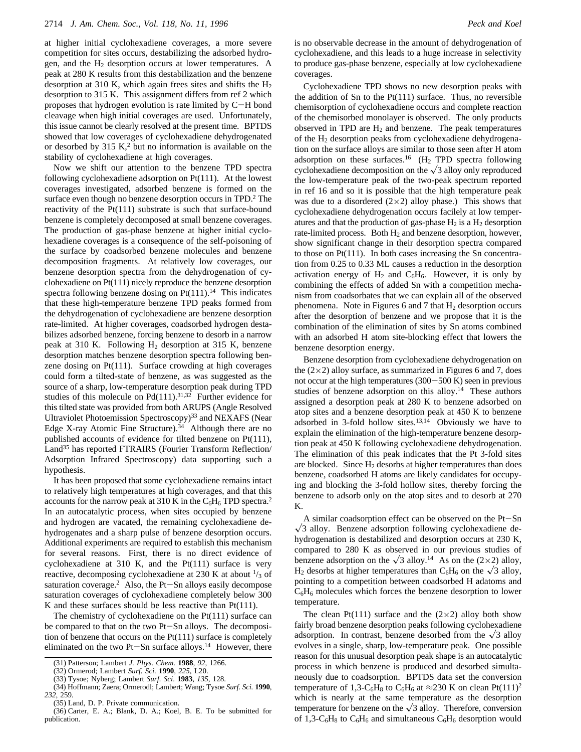at higher initial cyclohexadiene coverages, a more severe competition for sites occurs, destabilizing the adsorbed hydrogen, and the $H_2$ desorption occurs at lower temperatures. A peak at 280 K results from this destabilization and the benzene desorption at 310 K, which again frees sites and shifts the $H_2$ desorption to 315 K. This assignment differs from ref 2 which proposes that hydrogen evolution is rate limited by C−H bond cleavage when high initial coverages are used. Unfortunately, this issue cannot be clearly resolved at the present time. BPTDS showed that low coverages of cyclohexadiene dehydrogenated or desorbed by 315 K,[2] but no information is available on the stability of cyclohexadiene at high coverages.

Now we shift our attention to the benzene TPD spectra following cyclohexadiene adsorption on Pt(111). At the lowest coverages investigated, adsorbed benzene is formed on the surface even though no benzene desorption occurs in TPD.[2] The reactivity of the Pt(111) substrate is such that surface-bound benzene is completely decomposed at small benzene coverages. The production of gas-phase benzene at higher initial cyclohexadiene coverages is a consequence of the self-poisoning of the surface by coadsorbed benzene molecules and benzene decomposition fragments. At relatively low coverages, our benzene desorption spectra from the dehydrogenation of cyclohexadiene on Pt(111) nicely reproduce the benzene desorption spectra following benzene dosing on Pt(111).[14] This indicates that these high-temperature benzene TPD peaks formed from the dehydrogenation of cyclohexadiene are benzene desorption rate-limited. At higher coverages, coadsorbed hydrogen destabilizes adsorbed benzene, forcing benzene to desorb in a narrow peak at 310 K. Following $H_2$ desorption at 315 K, benzene desorption matches benzene desorption spectra following benzene dosing on Pt(111). Surface crowding at high coverages could form a tilted-state of benzene, as was suggested as the source of a sharp, low-temperature desorption peak during TPD studies of this molecule on Pd(111).[31,32] Further evidence for this tilted state was provided from both ARUPS (Angle Resolved Ultraviolet Photoemission Spectroscopy)[33] and NEXAFS (Near Edge X-ray Atomic Fine Structure).[34] Although there are no published accounts of evidence for tilted benzene on Pt(111), Land[35] has reported FTRAIRS (Fourier Transform Reflection/Adsorption Infrared Spectroscopy) data supporting such a hypothesis.

It has been proposed that some cyclohexadiene remains intact to relatively high temperatures at high coverages, and that this accounts for the narrow peak at 310 K in the $C_6H_6$ TPD spectra.[2] In an autocatalytic process, when sites occupied by benzene and hydrogen are vacated, the remaining cyclohexadiene dehydrogenates and a sharp pulse of benzene desorption occurs. Additional experiments are required to establish this mechanism for several reasons. First, there is no direct evidence of cyclohexadiene at 310 K, and the Pt(111) surface is very reactive, decomposing cyclohexadiene at 230 K at about $^1/_3$ of saturation coverage.[2] Also, the Pt−Sn alloys easily decompose saturation coverages of cyclohexadiene completely below 300 K and these surfaces should be less reactive than Pt(111).

The chemistry of cyclohexadiene on the Pt(111) surface can be compared to that on the two Pt−Sn alloys. The decomposition of benzene that occurs on the Pt(111) surface is completely eliminated on the two Pt−Sn surface alloys.[14] However, there is no observable decrease in the amount of dehydrogenation of cyclohexadiene, and this leads to a huge increase in selectivity to produce gas-phase benzene, especially at low cyclohexadiene coverages.

Cyclohexadiene TPD shows no new desorption peaks with the addition of Sn to the Pt(111) surface. Thus, no reversible chemisorption of cyclohexadiene occurs and complete reaction of the chemisorbed monolayer is observed. The only products observed in TPD are $H_2$ and benzene. The peak temperatures of the $H_2$ desorption peaks from cyclohexadiene dehydrogenation on the surface alloys are similar to those seen after H atom adsorption on these surfaces.[16] ($H_2$ TPD spectra following cyclohexadiene decomposition on the $\sqrt{3}$ alloy only reproduced the low-temperature peak of the two-peak spectrum reported in ref 16 and so it is possible that the high temperature peak was due to a disordered (2×2) alloy phase.) This shows that cyclohexadiene dehydrogenation occurs facilely at low temperatures and that the production of gas-phase $H_2$ is a $H_2$ desorption rate-limited process. Both $H_2$ and benzene desorption, however, show significant change in their desorption spectra compared to those on Pt(111). In both cases increasing the Sn concentration from 0.25 to 0.33 ML causes a reduction in the desorption activation energy of $H_2$ and $C_6H_6$. However, it is only by combining the effects of added Sn with a competition mechanism from coadsorbates that we can explain all of the observed phenomena. Note in Figures 6 and 7 that $H_2$ desorption occurs after the desorption of benzene and we propose that it is the combination of the elimination of sites by Sn atoms combined with an adsorbed H atom site-blocking effect that lowers the benzene desorption energy.

Benzene desorption from cyclohexadiene dehydrogenation on the (2×2) alloy surface, as summarized in Figures 6 and 7, does not occur at the high temperatures (300−500 K) seen in previous studies of benzene adsorption on this alloy.[14] These authors assigned a desorption peak at 280 K to benzene adsorbed on atop sites and a benzene desorption peak at 450 K to benzene adsorbed in 3-fold hollow sites.[13,14] Obviously we have to explain the elimination of the high-temperature benzene desorption peak at 450 K following cyclohexadiene dehydrogenation. The elimination of this peak indicates that the Pt 3-fold sites are blocked. Since $H_2$ desorbs at higher temperatures than does benzene, coadsorbed H atoms are likely candidates for occupying and blocking the 3-fold hollow sites, thereby forcing the benzene to adsorb only on the atop sites and to desorb at 270 K.

A similar coadsorption effect can be observed on the Pt−Sn $\sqrt{3}$ alloy. Benzene adsorption following cyclohexadiene dehydrogenation is destabilized and desorption occurs at 230 K, compared to 280 K as observed in our previous studies of benzene adsorption on the $\sqrt{3}$ alloy.[14] As on the (2×2) alloy, $H_2$ desorbs at higher temperatures than $C_6H_6$ on the $\sqrt{3}$ alloy, pointing to a competition between coadsorbed H adatoms and $C_6H_6$ molecules which forces the benzene desorption to lower temperature.

The clean Pt(111) surface and the (2×2) alloy both show fairly broad benzene desorption peaks following cyclohexadiene adsorption. In contrast, benzene desorbed from the $\sqrt{3}$ alloy evolves in a single, sharp, low-temperature peak. One possible reason for this unusual desorption peak shape is an autocatalytic process in which benzene is produced and desorbed simultaneously due to coadsorption. BPTDS data set the conversion temperature of 1,3-$C_6H_8$ to $C_6H_6$ at ≈230 K on clean Pt(111)[2] which is nearly at the same temperature as the desorption temperature for benzene on the $\sqrt{3}$ alloy. Therefore, conversion of 1,3-$C_6H_8$ to $C_6H_6$ and simultaneous $C_6H_6$ desorption would

(31) Patterson; Lambert *J. Phys. Chem.* **1988**, *92*, 1266.
(32) Ormerod; Lambert *Surf. Sci.* **1990**, *225*, L20.
(33) Tysoe; Nyberg; Lambert *Surf. Sci.* **1983**, *135*, 128.
(34) Hoffmann; Zaera; Ormerodl; Lambert; Wang; Tysoe *Surf. Sci.* **1990**, *232*, 259.
(35) Land, D. P. Private communication.
(36) Carter, E. A.; Blank, D. A.; Koel, B. E. To be submitted for publication.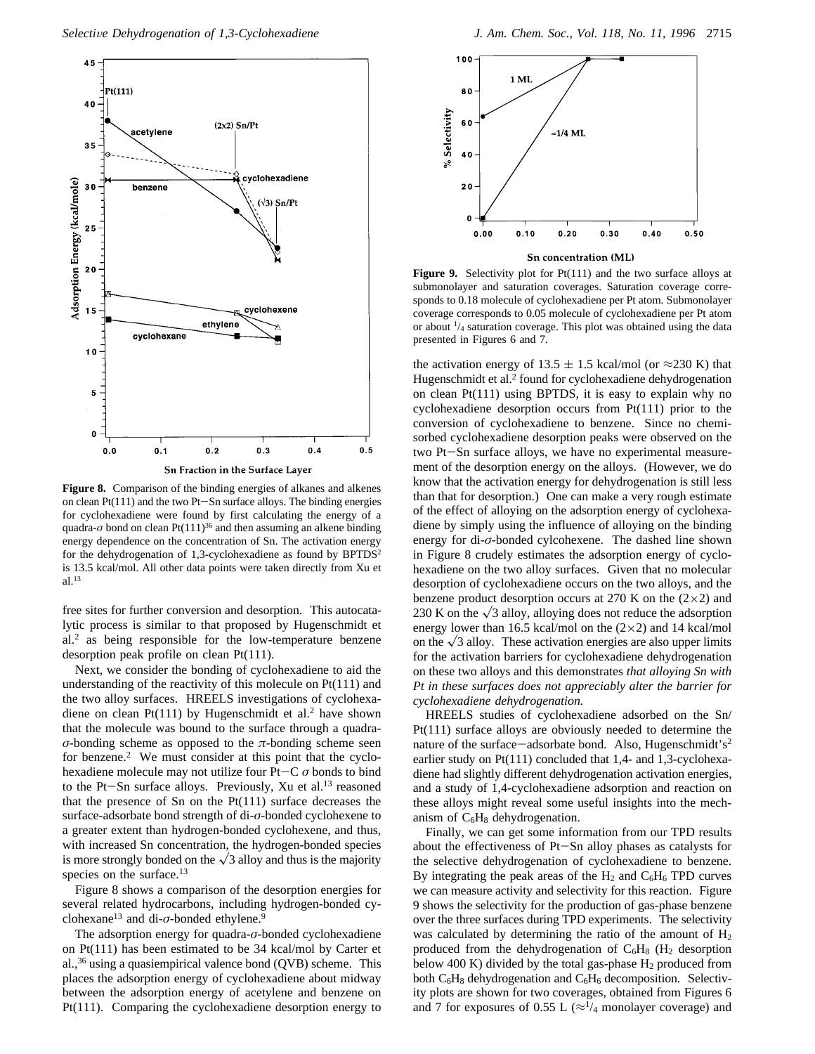**Figure 8.** Comparison of the binding energies of alkanes and alkenes on clean Pt(111) and the two Pt−Sn surface alloys. The binding energies for cyclohexadiene were found by first calculating the energy of a quadra-$\sigma$ bond on clean Pt(111)[36] and then assuming an alkene binding energy dependence on the concentration of Sn. The activation energy for the dehydrogenation of 1,3-cyclohexadiene as found by BPTDS[2] is 13.5 kcal/mol. All other data points were taken directly from Xu et al.[13]

free sites for further conversion and desorption. This autocatalytic process is similar to that proposed by Hugenschmidt et al.[2] as being responsible for the low-temperature benzene desorption peak profile on clean Pt(111).

Next, we consider the bonding of cyclohexadiene to aid the understanding of the reactivity of this molecule on Pt(111) and the two alloy surfaces. HREELS investigations of cyclohexadiene on clean Pt(111) by Hugenschmidt et al.[2] have shown that the molecule was bound to the surface through a quadra-$\sigma$-bonding scheme as opposed to the $\pi$-bonding scheme seen for benzene.[2] We must consider at this point that the cyclohexadiene molecule may not utilize four Pt−C $\sigma$ bonds to bind to the Pt−Sn surface alloys. Previously, Xu et al.[13] reasoned that the presence of Sn on the Pt(111) surface decreases the surface-adsorbate bond strength of di-$\sigma$-bonded cyclohexene to a greater extent than hydrogen-bonded cyclohexene, and thus, with increased Sn concentration, the hydrogen-bonded species is more strongly bonded on the $\sqrt{3}$ alloy and thus is the majority species on the surface.[13]

Figure 8 shows a comparison of the desorption energies for several related hydrocarbons, including hydrogen-bonded cyclohexane[13] and di-$\sigma$-bonded ethylene.[9]

The adsorption energy for quadra-$\sigma$-bonded cyclohexadiene on Pt(111) has been estimated to be 34 kcal/mol by Carter et al.,[36] using a quasiempirical valence bond (QVB) scheme. This places the adsorption energy of cyclohexadiene about midway between the adsorption energy of acetylene and benzene on Pt(111). Comparing the cyclohexadiene desorption energy to

**Figure 9.** Selectivity plot for Pt(111) and the two surface alloys at submonolayer and saturation coverages. Saturation coverage corresponds to 0.18 molecule of cyclohexadiene per Pt atom. Submonolayer coverage corresponds to 0.05 molecule of cyclohexadiene per Pt atom or about $^{1}/_{4}$ saturation coverage. This plot was obtained using the data presented in Figures 6 and 7.

the activation energy of 13.5 ± 1.5 kcal/mol (or ≈230 K) that Hugenschmidt et al.[2] found for cyclohexadiene dehydrogenation on clean Pt(111) using BPTDS, it is easy to explain why no cyclohexadiene desorption occurs from Pt(111) prior to the conversion of cyclohexadiene to benzene. Since no chemisorbed cyclohexadiene desorption peaks were observed on the two Pt−Sn surface alloys, we have no experimental measurement of the desorption energy on the alloys. (However, we do know that the activation energy for dehydrogenation is still less than that for desorption.) One can make a very rough estimate of the effect of alloying on the adsorption energy of cyclohexadiene by simply using the influence of alloying on the binding energy for di-$\sigma$-bonded cylcohexene. The dashed line shown in Figure 8 crudely estimates the adsorption energy of cyclohexadiene on the two alloy surfaces. Given that no molecular desorption of cyclohexadiene occurs on the two alloys, and the benzene product desorption occurs at 270 K on the (2×2) and 230 K on the $\sqrt{3}$ alloy, alloying does not reduce the adsorption energy lower than 16.5 kcal/mol on the (2×2) and 14 kcal/mol on the $\sqrt{3}$ alloy. These activation energies are also upper limits for the activation barriers for cyclohexadiene dehydrogenation on these two alloys and this demonstrates *that alloying Sn with Pt in these surfaces does not appreciably alter the barrier for cyclohexadiene dehydrogenation.*

HREELS studies of cyclohexadiene adsorbed on the Sn/Pt(111) surface alloys are obviously needed to determine the nature of the surface−adsorbate bond. Also, Hugenschmidt's[2] earlier study on Pt(111) concluded that 1,4- and 1,3-cyclohexadiene had slightly different dehydrogenation activation energies, and a study of 1,4-cyclohexadiene adsorption and reaction on these alloys might reveal some useful insights into the mechanism of $C_6H_8$ dehydrogenation.

Finally, we can get some information from our TPD results about the effectiveness of Pt−Sn alloy phases as catalysts for the selective dehydrogenation of cyclohexadiene to benzene. By integrating the peak areas of the $H_2$ and $C_6H_6$ TPD curves we can measure activity and selectivity for this reaction. Figure 9 shows the selectivity for the production of gas-phase benzene over the three surfaces during TPD experiments. The selectivity was calculated by determining the ratio of the amount of $H_2$ produced from the dehydrogenation of $C_6H_8$ ($H_2$ desorption below 400 K) divided by the total gas-phase $H_2$ produced from both $C_6H_8$ dehydrogenation and $C_6H_6$ decomposition. Selectivity plots are shown for two coverages, obtained from Figures 6 and 7 for exposures of 0.55 L (≈$^{1}/_{4}$ monolayer coverage) and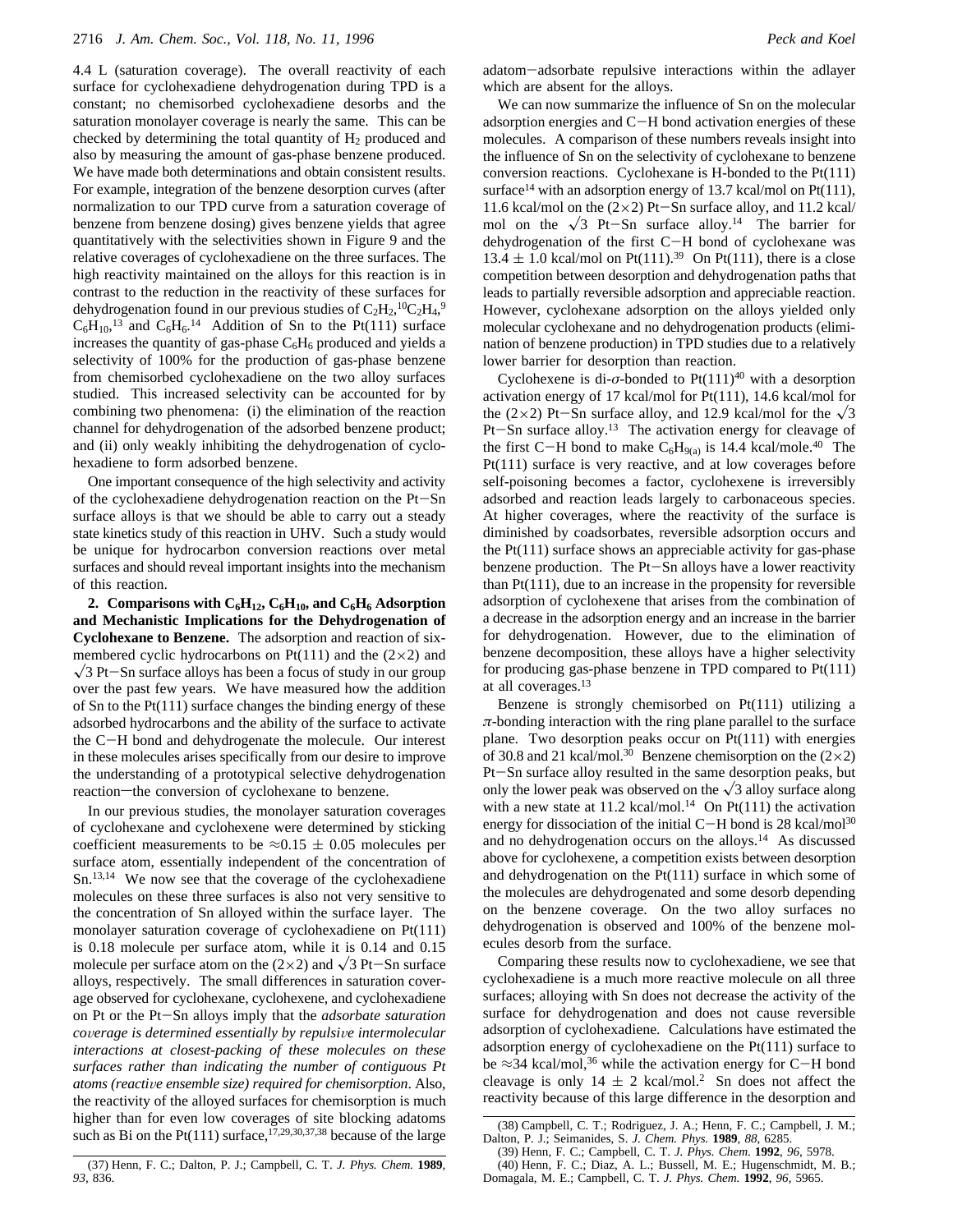4.4 L (saturation coverage). The overall reactivity of each surface for cyclohexadiene dehydrogenation during TPD is a constant; no chemisorbed cyclohexadiene desorbs and the saturation monolayer coverage is nearly the same. This can be checked by determining the total quantity of $H_2$ produced and also by measuring the amount of gas-phase benzene produced. We have made both determinations and obtain consistent results. For example, integration of the benzene desorption curves (after normalization to our TPD curve from a saturation coverage of benzene from benzene dosing) gives benzene yields that agree quantitatively with the selectivities shown in Figure 9 and the relative coverages of cyclohexadiene on the three surfaces. The high reactivity maintained on the alloys for this reaction is in contrast to the reduction in the reactivity of these surfaces for dehydrogenation found in our previous studies of $C_2H_2$,[10] $C_2H_4$,[9] $C_6H_{10}$,[13] and $C_6H_6$.[14] Addition of Sn to the Pt(111) surface increases the quantity of gas-phase $C_6H_6$ produced and yields a selectivity of 100% for the production of gas-phase benzene from chemisorbed cyclohexadiene on the two alloy surfaces studied. This increased selectivity can be accounted for by combining two phenomena: (i) the elimination of the reaction channel for dehydrogenation of the adsorbed benzene product; and (ii) only weakly inhibiting the dehydrogenation of cyclohexadiene to form adsorbed benzene.

One important consequence of the high selectivity and activity of the cyclohexadiene dehydrogenation reaction on the Pt–Sn surface alloys is that we should be able to carry out a steady state kinetics study of this reaction in UHV. Such a study would be unique for hydrocarbon conversion reactions over metal surfaces and should reveal important insights into the mechanism of this reaction.

**2. Comparisons with $C_6H_{12}$, $C_6H_{10}$, and $C_6H_6$ Adsorption and Mechanistic Implications for the Dehydrogenation of Cyclohexane to Benzene.** The adsorption and reaction of six-membered cyclic hydrocarbons on Pt(111) and the (2×2) and $\sqrt{3}$ Pt–Sn surface alloys has been a focus of study in our group over the past few years. We have measured how the addition of Sn to the Pt(111) surface changes the binding energy of these adsorbed hydrocarbons and the ability of the surface to activate the C–H bond and dehydrogenate the molecule. Our interest in these molecules arises specifically from our desire to improve the understanding of a prototypical selective dehydrogenation reaction—the conversion of cyclohexane to benzene.

In our previous studies, the monolayer saturation coverages of cyclohexane and cyclohexene were determined by sticking coefficient measurements to be ≈0.15 ± 0.05 molecules per surface atom, essentially independent of the concentration of Sn.[13,14] We now see that the coverage of the cyclohexadiene molecules on these three surfaces is also not very sensitive to the concentration of Sn alloyed within the surface layer. The monolayer saturation coverage of cyclohexadiene on Pt(111) is 0.18 molecule per surface atom, while it is 0.14 and 0.15 molecule per surface atom on the (2×2) and $\sqrt{3}$ Pt–Sn surface alloys, respectively. The small differences in saturation coverage observed for cyclohexane, cyclohexene, and cyclohexadiene on Pt or the Pt–Sn alloys imply that the *adsorbate saturation coverage is determined essentially by repulsive intermolecular interactions at closest-packing of these molecules on these surfaces rather than indicating the number of contiguous Pt atoms (reactive ensemble size) required for chemisorption*. Also, the reactivity of the alloyed surfaces for chemisorption is much higher than for even low coverages of site blocking adatoms such as Bi on the Pt(111) surface,[17,29,30,37,38] because of the large adatom–adsorbate repulsive interactions within the adlayer which are absent for the alloys.

We can now summarize the influence of Sn on the molecular adsorption energies and C–H bond activation energies of these molecules. A comparison of these numbers reveals insight into the influence of Sn on the selectivity of cyclohexane to benzene conversion reactions. Cyclohexane is H-bonded to the Pt(111) surface[14] with an adsorption energy of 13.7 kcal/mol on Pt(111), 11.6 kcal/mol on the (2×2) Pt–Sn surface alloy, and 11.2 kcal/mol on the $\sqrt{3}$ Pt–Sn surface alloy.[14] The barrier for dehydrogenation of the first C–H bond of cyclohexane was 13.4 ± 1.0 kcal/mol on Pt(111).[39] On Pt(111), there is a close competition between desorption and dehydrogenation paths that leads to partially reversible adsorption and appreciable reaction. However, cyclohexane adsorption on the alloys yielded only molecular cyclohexane and no dehydrogenation products (elimination of benzene production) in TPD studies due to a relatively lower barrier for desorption than reaction.

Cyclohexene is di-σ-bonded to Pt(111)[40] with a desorption activation energy of 17 kcal/mol for Pt(111), 14.6 kcal/mol for the (2×2) Pt–Sn surface alloy, and 12.9 kcal/mol for the $\sqrt{3}$ Pt–Sn surface alloy.[13] The activation energy for cleavage of the first C–H bond to make $C_6H_{9(a)}$ is 14.4 kcal/mole.[40] The Pt(111) surface is very reactive, and at low coverages before self-poisoning becomes a factor, cyclohexene is irreversibly adsorbed and reaction leads largely to carbonaceous species. At higher coverages, where the reactivity of the surface is diminished by coadsorbates, reversible adsorption occurs and the Pt(111) surface shows an appreciable activity for gas-phase benzene production. The Pt–Sn alloys have a lower reactivity than Pt(111), due to an increase in the propensity for reversible adsorption of cyclohexene that arises from the combination of a decrease in the adsorption energy and an increase in the barrier for dehydrogenation. However, due to the elimination of benzene decomposition, these alloys have a higher selectivity for producing gas-phase benzene in TPD compared to Pt(111) at all coverages.[13]

Benzene is strongly chemisorbed on Pt(111) utilizing a π-bonding interaction with the ring plane parallel to the surface plane. Two desorption peaks occur on Pt(111) with energies of 30.8 and 21 kcal/mol.[30] Benzene chemisorption on the (2×2) Pt–Sn surface alloy resulted in the same desorption peaks, but only the lower peak was observed on the $\sqrt{3}$ alloy surface along with a new state at 11.2 kcal/mol.[14] On Pt(111) the activation energy for dissociation of the initial C–H bond is 28 kcal/mol[30] and no dehydrogenation occurs on the alloys.[14] As discussed above for cyclohexene, a competition exists between desorption and dehydrogenation on the Pt(111) surface in which some of the molecules are dehydrogenated and some desorb depending on the benzene coverage. On the two alloy surfaces no dehydrogenation is observed and 100% of the benzene molecules desorb from the surface.

Comparing these results now to cyclohexadiene, we see that cyclohexadiene is a much more reactive molecule on all three surfaces; alloying with Sn does not decrease the activity of the surface for dehydrogenation and does not cause reversible adsorption of cyclohexadiene. Calculations have estimated the adsorption energy of cyclohexadiene on the Pt(111) surface to be ≈34 kcal/mol,[36] while the activation energy for C–H bond cleavage is only 14 ± 2 kcal/mol.[2] Sn does not affect the reactivity because of this large difference in the desorption and

(37) Henn, F. C.; Dalton, P. J.; Campbell, C. T. *J. Phys. Chem.* **1989**, *93*, 836.

(38) Campbell, C. T.; Rodriguez, J. A.; Henn, F. C.; Campbell, J. M.; Dalton, P. J.; Seimanides, S. *J. Chem. Phys.* **1989**, *88*, 6285.

(39) Henn, F. C.; Campbell, C. T. *J. Phys. Chem.* **1992**, *96*, 5978.

(40) Henn, F. C.; Diaz, A. L.; Bussell, M. E.; Hugenschmidt, M. B.; Domagala, M. E.; Campbell, C. T. *J. Phys. Chem.* **1992**, *96*, 5965.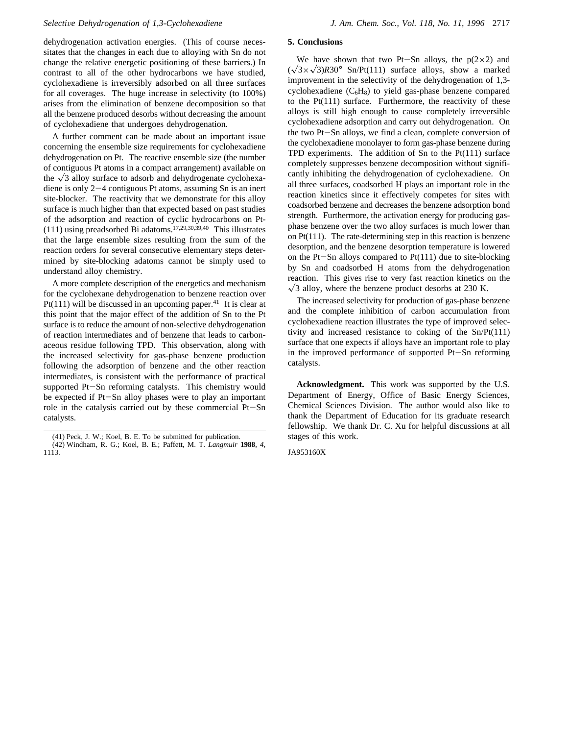dehydrogenation activation energies. (This of course necessitates that the changes in each due to alloying with Sn do not change the relative energetic positioning of these barriers.) In contrast to all of the other hydrocarbons we have studied, cyclohexadiene is irreversibly adsorbed on all three surfaces for all coverages. The huge increase in selectivity (to 100%) arises from the elimination of benzene decomposition so that all the benzene produced desorbs without decreasing the amount of cyclohexadiene that undergoes dehydrogenation.

A further comment can be made about an important issue concerning the ensemble size requirements for cyclohexadiene dehydrogenation on Pt. The reactive ensemble size (the number of contiguous Pt atoms in a compact arrangement) available on the $\sqrt{3}$ alloy surface to adsorb and dehydrogenate cyclohexadiene is only 2−4 contiguous Pt atoms, assuming Sn is an inert site-blocker. The reactivity that we demonstrate for this alloy surface is much higher than that expected based on past studies of the adsorption and reaction of cyclic hydrocarbons on Pt(111) using preadsorbed Bi adatoms.[17,29,30,39,40] This illustrates that the large ensemble sizes resulting from the sum of the reaction orders for several consecutive elementary steps determined by site-blocking adatoms cannot be simply used to understand alloy chemistry.

A more complete description of the energetics and mechanism for the cyclohexane dehydrogenation to benzene reaction over Pt(111) will be discussed in an upcoming paper.[41] It is clear at this point that the major effect of the addition of Sn to the Pt surface is to reduce the amount of non-selective dehydrogenation of reaction intermediates and of benzene that leads to carbonaceous residue following TPD. This observation, along with the increased selectivity for gas-phase benzene production following the adsorption of benzene and the other reaction intermediates, is consistent with the performance of practical supported Pt−Sn reforming catalysts. This chemistry would be expected if Pt−Sn alloy phases were to play an important role in the catalysis carried out by these commercial Pt−Sn catalysts.

## 5. Conclusions

We have shown that two Pt−Sn alloys, the p(2×2) and $(\sqrt{3}\times\sqrt{3})R30°$ Sn/Pt(111) surface alloys, show a marked improvement in the selectivity of the dehydrogenation of 1,3-cyclohexadiene ($C_6H_8$) to yield gas-phase benzene compared to the Pt(111) surface. Furthermore, the reactivity of these alloys is still high enough to cause completely irreversible cyclohexadiene adsorption and carry out dehydrogenation. On the two Pt−Sn alloys, we find a clean, complete conversion of the cyclohexadiene monolayer to form gas-phase benzene during TPD experiments. The addition of Sn to the Pt(111) surface completely suppresses benzene decomposition without significantly inhibiting the dehydrogenation of cyclohexadiene. On all three surfaces, coadsorbed H plays an important role in the reaction kinetics since it effectively competes for sites with coadsorbed benzene and decreases the benzene adsorption bond strength. Furthermore, the activation energy for producing gas-phase benzene over the two alloy surfaces is much lower than on Pt(111). The rate-determining step in this reaction is benzene desorption, and the benzene desorption temperature is lowered on the Pt−Sn alloys compared to Pt(111) due to site-blocking by Sn and coadsorbed H atoms from the dehydrogenation reaction. This gives rise to very fast reaction kinetics on the $\sqrt{3}$ alloy, where the benzene product desorbs at 230 K.

The increased selectivity for production of gas-phase benzene and the complete inhibition of carbon accumulation from cyclohexadiene reaction illustrates the type of improved selectivity and increased resistance to coking of the Sn/Pt(111) surface that one expects if alloys have an important role to play in the improved performance of supported Pt−Sn reforming catalysts.

**Acknowledgment.** This work was supported by the U.S. Department of Energy, Office of Basic Energy Sciences, Chemical Sciences Division. The author would also like to thank the Department of Education for its graduate research fellowship. We thank Dr. C. Xu for helpful discussions at all stages of this work.

JA953160X

(41) Peck, J. W.; Koel, B. E. To be submitted for publication.

(42) Windham, R. G.; Koel, B. E.; Paffett, M. T. *Langmuir* **1988**, *4*, 1113.